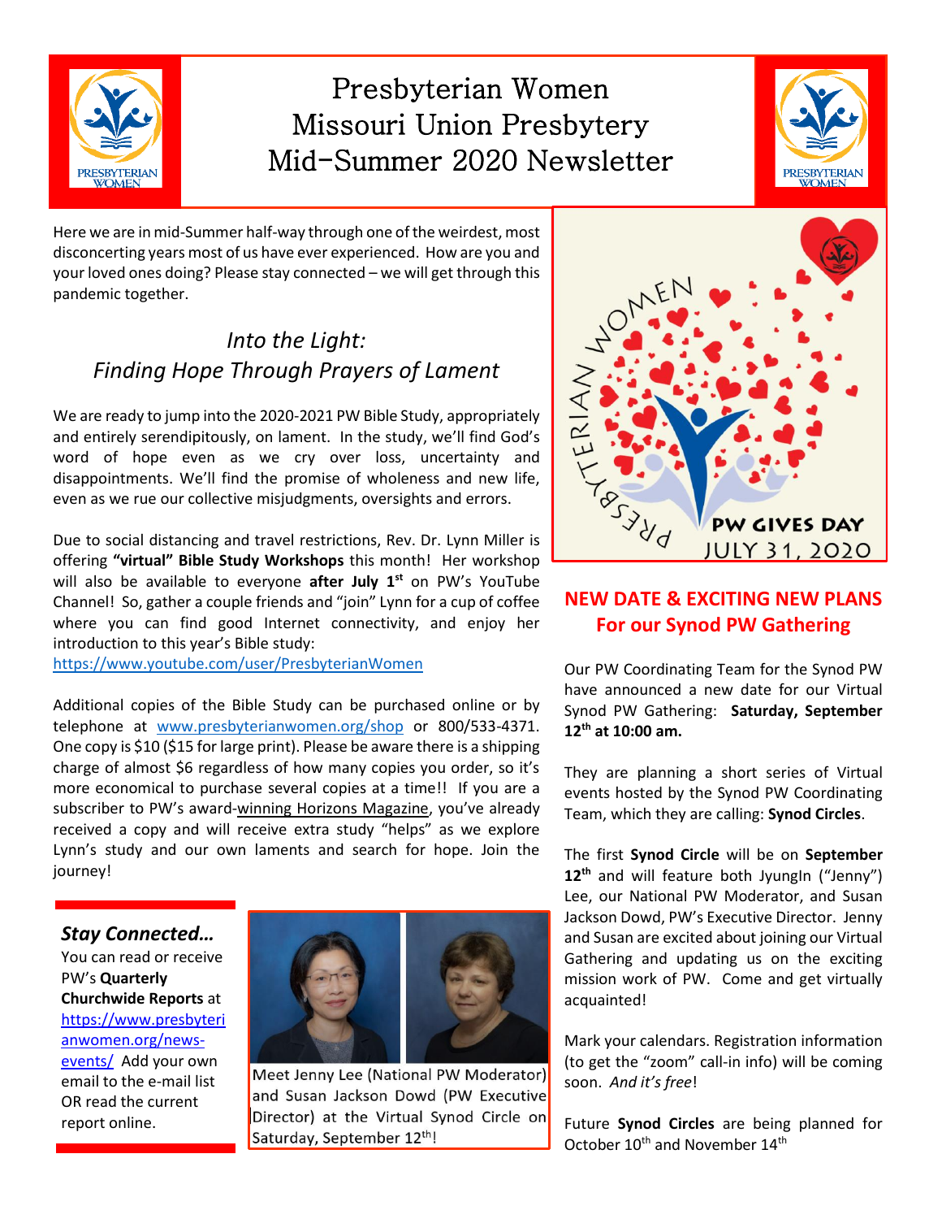# Presbyterian Women
# Missouri Union Presbytery
# Mid-Summer 2020 Newsletter

Here we are in mid-Summer half-way through one of the weirdest, most disconcerting years most of us have ever experienced. How are you and your loved ones doing? Please stay connected – we will get through this pandemic together.

## *Into the Light:*
## *Finding Hope Through Prayers of Lament*

We are ready to jump into the 2020-2021 PW Bible Study, appropriately and entirely serendipitously, on lament. In the study, we'll find God's word of hope even as we cry over loss, uncertainty and disappointments. We'll find the promise of wholeness and new life, even as we rue our collective misjudgments, oversights and errors.

Due to social distancing and travel restrictions, Rev. Dr. Lynn Miller is offering **"virtual" Bible Study Workshops** this month! Her workshop will also be available to everyone **after July 1st** on PW's YouTube Channel! So, gather a couple friends and "join" Lynn for a cup of coffee where you can find good Internet connectivity, and enjoy her introduction to this year's Bible study:
https://www.youtube.com/user/PresbyterianWomen

Additional copies of the Bible Study can be purchased online or by telephone at www.presbyterianwomen.org/shop or 800/533-4371. One copy is $10 ($15 for large print). Please be aware there is a shipping charge of almost $6 regardless of how many copies you order, so it's more economical to purchase several copies at a time!! If you are a subscriber to PW's award-winning Horizons Magazine, you've already received a copy and will receive extra study "helps" as we explore Lynn's study and our own laments and search for hope. Join the journey!

### *Stay Connected…*

You can read or receive PW's **Quarterly Churchwide Reports** at https://www.presbyterianwomen.org/news-events/ Add your own email to the e-mail list OR read the current report online.

Meet Jenny Lee (National PW Moderator) and Susan Jackson Dowd (PW Executive Director) at the Virtual Synod Circle on Saturday, September 12th!

PRESBYTERIAN WOMEN
PW GIVES DAY
JULY 31, 2020

## NEW DATE & EXCITING NEW PLANS For our Synod PW Gathering

Our PW Coordinating Team for the Synod PW have announced a new date for our Virtual Synod PW Gathering: **Saturday, September 12th at 10:00 am.**

They are planning a short series of Virtual events hosted by the Synod PW Coordinating Team, which they are calling: **Synod Circles**.

The first **Synod Circle** will be on **September 12th** and will feature both JyungIn ("Jenny") Lee, our National PW Moderator, and Susan Jackson Dowd, PW's Executive Director. Jenny and Susan are excited about joining our Virtual Gathering and updating us on the exciting mission work of PW. Come and get virtually acquainted!

Mark your calendars. Registration information (to get the "zoom" call-in info) will be coming soon. *And it's free*!

Future **Synod Circles** are being planned for October 10th and November 14th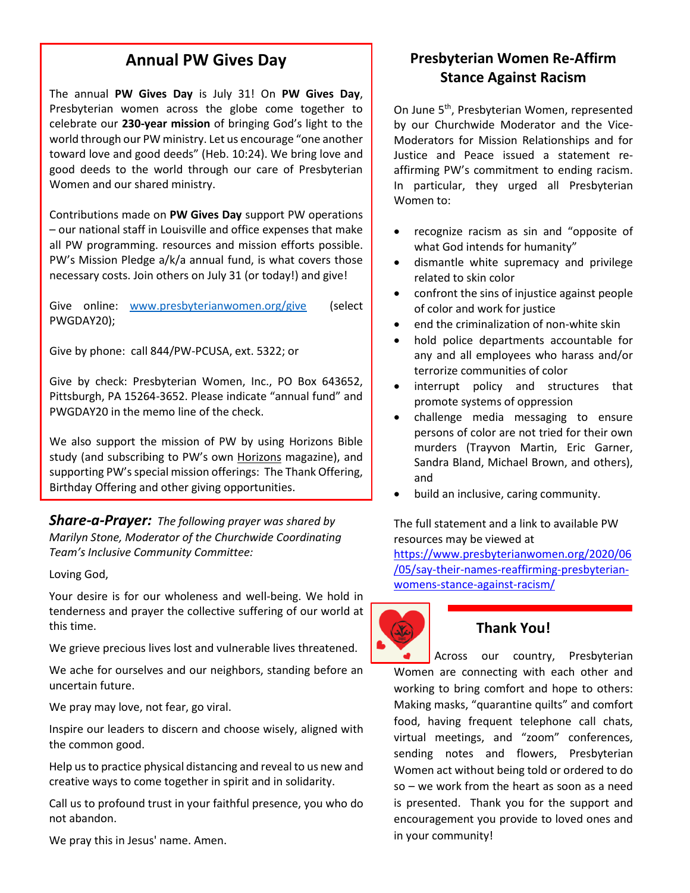## Annual PW Gives Day

The annual **PW Gives Day** is July 31! On **PW Gives Day**, Presbyterian women across the globe come together to celebrate our **230-year mission** of bringing God's light to the world through our PW ministry. Let us encourage "one another toward love and good deeds" (Heb. 10:24). We bring love and good deeds to the world through our care of Presbyterian Women and our shared ministry.

Contributions made on **PW Gives Day** support PW operations – our national staff in Louisville and office expenses that make all PW programming. resources and mission efforts possible. PW's Mission Pledge a/k/a annual fund, is what covers those necessary costs. Join others on July 31 (or today!) and give!

Give online: www.presbyterianwomen.org/give (select PWGDAY20);

Give by phone: call 844/PW-PCUSA, ext. 5322; or

Give by check: Presbyterian Women, Inc., PO Box 643652, Pittsburgh, PA 15264-3652. Please indicate "annual fund" and PWGDAY20 in the memo line of the check.

We also support the mission of PW by using Horizons Bible study (and subscribing to PW's own Horizons magazine), and supporting PW's special mission offerings: The Thank Offering, Birthday Offering and other giving opportunities.

***Share-a-Prayer:*** *The following prayer was shared by Marilyn Stone, Moderator of the Churchwide Coordinating Team's Inclusive Community Committee:*

Loving God,

Your desire is for our wholeness and well-being. We hold in tenderness and prayer the collective suffering of our world at this time.

We grieve precious lives lost and vulnerable lives threatened.

We ache for ourselves and our neighbors, standing before an uncertain future.

We pray may love, not fear, go viral.

Inspire our leaders to discern and choose wisely, aligned with the common good.

Help us to practice physical distancing and reveal to us new and creative ways to come together in spirit and in solidarity.

Call us to profound trust in your faithful presence, you who do not abandon.

We pray this in Jesus' name. Amen.

## Presbyterian Women Re-Affirm Stance Against Racism

On June 5th, Presbyterian Women, represented by our Churchwide Moderator and the Vice-Moderators for Mission Relationships and for Justice and Peace issued a statement re-affirming PW's commitment to ending racism. In particular, they urged all Presbyterian Women to:

- recognize racism as sin and "opposite of what God intends for humanity"
- dismantle white supremacy and privilege related to skin color
- confront the sins of injustice against people of color and work for justice
- end the criminalization of non-white skin
- hold police departments accountable for any and all employees who harass and/or terrorize communities of color
- interrupt policy and structures that promote systems of oppression
- challenge media messaging to ensure persons of color are not tried for their own murders (Trayvon Martin, Eric Garner, Sandra Bland, Michael Brown, and others), and
- build an inclusive, caring community.

The full statement and a link to available PW resources may be viewed at https://www.presbyterianwomen.org/2020/06/05/say-their-names-reaffirming-presbyterian-womens-stance-against-racism/

## Thank You!

Across our country, Presbyterian Women are connecting with each other and working to bring comfort and hope to others: Making masks, "quarantine quilts" and comfort food, having frequent telephone call chats, virtual meetings, and "zoom" conferences, sending notes and flowers, Presbyterian Women act without being told or ordered to do so – we work from the heart as soon as a need is presented. Thank you for the support and encouragement you provide to loved ones and in your community!